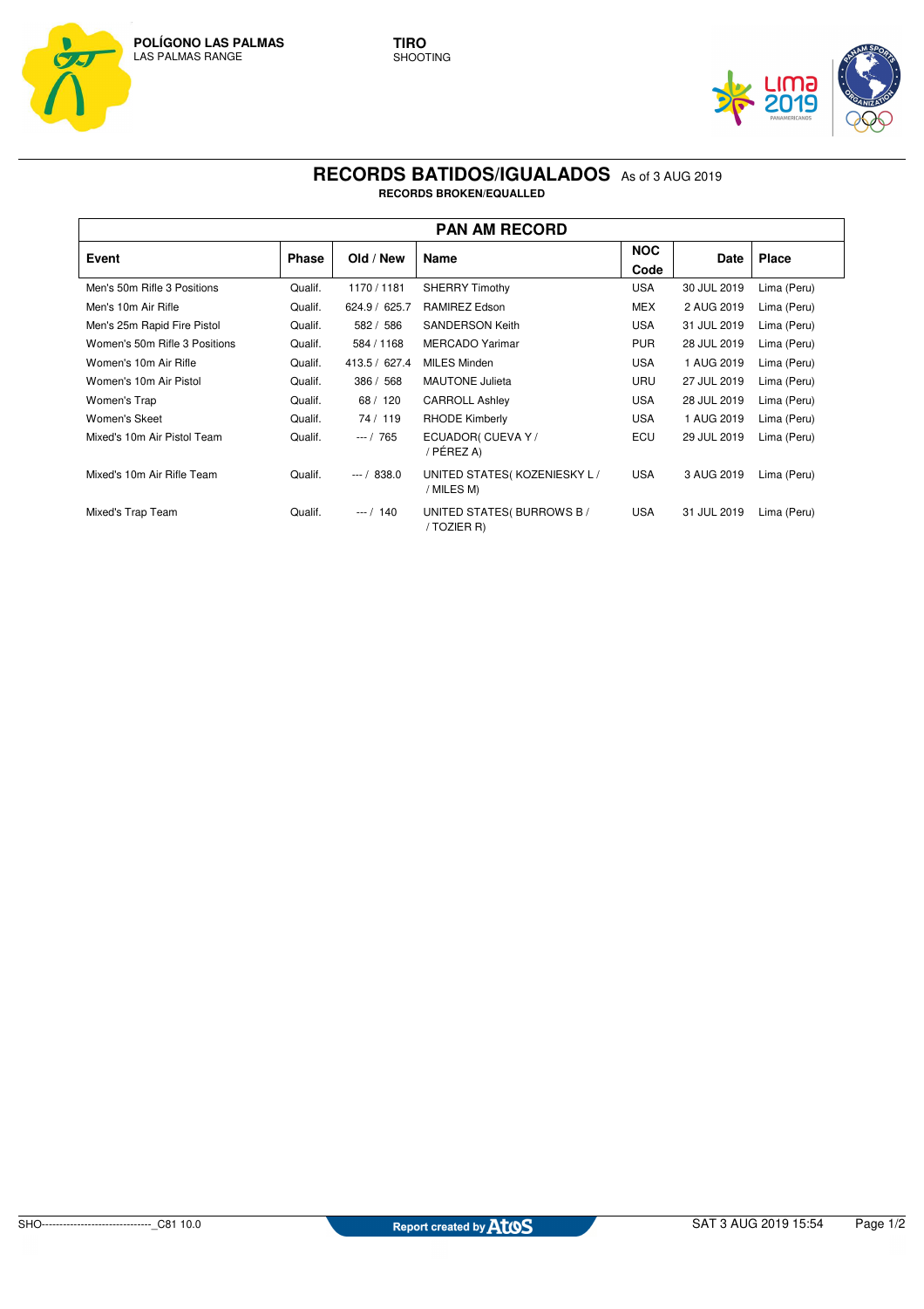**POLÍGONO LAS PALMAS**
LAS PALMAS RANGE

**TIRO**
SHOOTING

# RECORDS BATIDOS/IGUALADOS As of 3 AUG 2019

**RECORDS BROKEN/EQUALLED**

| PAN AM RECORD | | | | | | |
|---|---|---|---|---|---|---|
| **Event** | **Phase** | **Old / New** | **Name** | **NOC Code** | **Date** | **Place** |
| Men's 50m Rifle 3 Positions | Qualif. | 1170 / 1181 | SHERRY Timothy | USA | 30 JUL 2019 | Lima (Peru) |
| Men's 10m Air Rifle | Qualif. | 624.9 / 625.7 | RAMIREZ Edson | MEX | 2 AUG 2019 | Lima (Peru) |
| Men's 25m Rapid Fire Pistol | Qualif. | 582 / 586 | SANDERSON Keith | USA | 31 JUL 2019 | Lima (Peru) |
| Women's 50m Rifle 3 Positions | Qualif. | 584 / 1168 | MERCADO Yarimar | PUR | 28 JUL 2019 | Lima (Peru) |
| Women's 10m Air Rifle | Qualif. | 413.5 / 627.4 | MILES Minden | USA | 1 AUG 2019 | Lima (Peru) |
| Women's 10m Air Pistol | Qualif. | 386 / 568 | MAUTONE Julieta | URU | 27 JUL 2019 | Lima (Peru) |
| Women's Trap | Qualif. | 68 / 120 | CARROLL Ashley | USA | 28 JUL 2019 | Lima (Peru) |
| Women's Skeet | Qualif. | 74 / 119 | RHODE Kimberly | USA | 1 AUG 2019 | Lima (Peru) |
| Mixed's 10m Air Pistol Team | Qualif. | --- / 765 | ECUADOR( CUEVA Y / / PÉREZ A) | ECU | 29 JUL 2019 | Lima (Peru) |
| Mixed's 10m Air Rifle Team | Qualif. | --- / 838.0 | UNITED STATES( KOZENIESKY L / / MILES M) | USA | 3 AUG 2019 | Lima (Peru) |
| Mixed's Trap Team | Qualif. | --- / 140 | UNITED STATES( BURROWS B / / TOZIER R) | USA | 31 JUL 2019 | Lima (Peru) |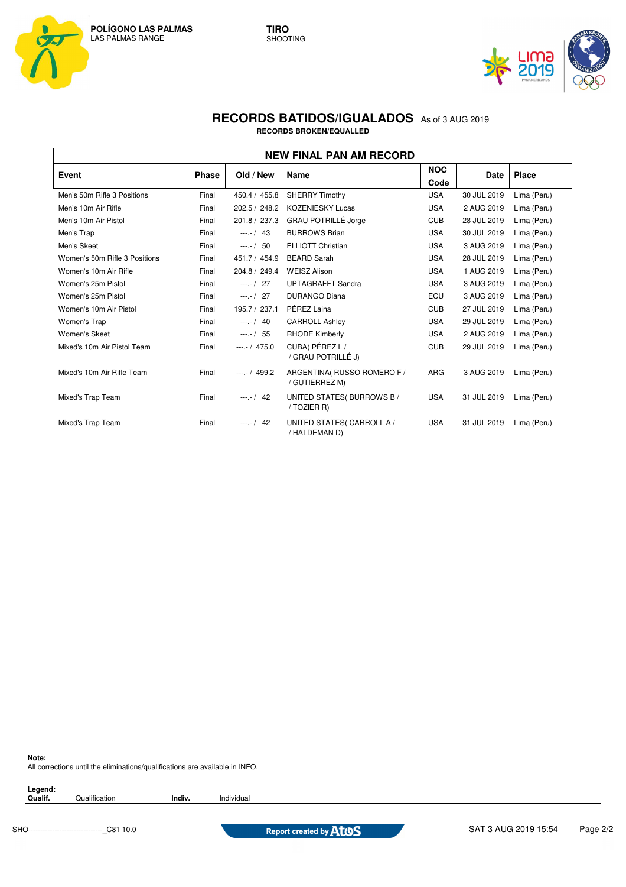POLÍGONO LAS PALMAS
LAS PALMAS RANGE

TIRO
SHOOTING

# RECORDS BATIDOS/IGUALADOS As of 3 AUG 2019

**RECORDS BROKEN/EQUALLED**

## NEW FINAL PAN AM RECORD

| Event | Phase | Old / New | Name | NOC Code | Date | Place |
|---|---|---|---|---|---|---|
| Men's 50m Rifle 3 Positions | Final | 450.4 / 455.8 | SHERRY Timothy | USA | 30 JUL 2019 | Lima (Peru) |
| Men's 10m Air Rifle | Final | 202.5 / 248.2 | KOZENIESKY Lucas | USA | 2 AUG 2019 | Lima (Peru) |
| Men's 10m Air Pistol | Final | 201.8 / 237.3 | GRAU POTRILLÉ Jorge | CUB | 28 JUL 2019 | Lima (Peru) |
| Men's Trap | Final | ---.- / 43 | BURROWS Brian | USA | 30 JUL 2019 | Lima (Peru) |
| Men's Skeet | Final | ---.- / 50 | ELLIOTT Christian | USA | 3 AUG 2019 | Lima (Peru) |
| Women's 50m Rifle 3 Positions | Final | 451.7 / 454.9 | BEARD Sarah | USA | 28 JUL 2019 | Lima (Peru) |
| Women's 10m Air Rifle | Final | 204.8 / 249.4 | WEISZ Alison | USA | 1 AUG 2019 | Lima (Peru) |
| Women's 25m Pistol | Final | ---.- / 27 | UPTAGRAFFT Sandra | USA | 3 AUG 2019 | Lima (Peru) |
| Women's 25m Pistol | Final | ---.- / 27 | DURANGO Diana | ECU | 3 AUG 2019 | Lima (Peru) |
| Women's 10m Air Pistol | Final | 195.7 / 237.1 | PÉREZ Laina | CUB | 27 JUL 2019 | Lima (Peru) |
| Women's Trap | Final | ---.- / 40 | CARROLL Ashley | USA | 29 JUL 2019 | Lima (Peru) |
| Women's Skeet | Final | ---.- / 55 | RHODE Kimberly | USA | 2 AUG 2019 | Lima (Peru) |
| Mixed's 10m Air Pistol Team | Final | ---.- / 475.0 | CUBA( PÉREZ L / / GRAU POTRILLÉ J) | CUB | 29 JUL 2019 | Lima (Peru) |
| Mixed's 10m Air Rifle Team | Final | ---.- / 499.2 | ARGENTINA( RUSSO ROMERO F / / GUTIERREZ M) | ARG | 3 AUG 2019 | Lima (Peru) |
| Mixed's Trap Team | Final | ---.- / 42 | UNITED STATES( BURROWS B / / TOZIER R) | USA | 31 JUL 2019 | Lima (Peru) |
| Mixed's Trap Team | Final | ---.- / 42 | UNITED STATES( CARROLL A / / HALDEMAN D) | USA | 31 JUL 2019 | Lima (Peru) |

**Note:**
All corrections until the eliminations/qualifications are available in INFO.

**Legend:**
**Qualif.** Qualification **Indiv.** Individual

SHO------------------------------_C81 10.0 Report created by Atos SAT 3 AUG 2019 15:54